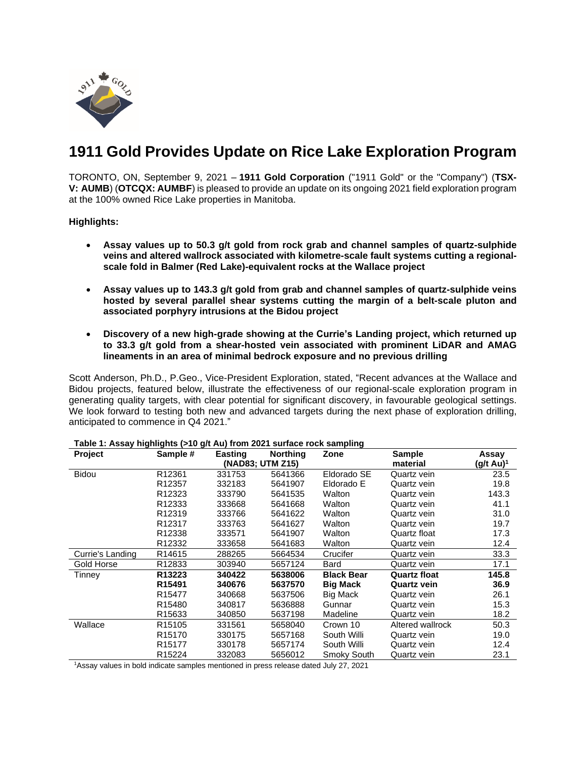# 1911 Gold Provides Update on Rice Lake Exploration Program

TORONTO, ON, September 9, 2021 – **1911 Gold Corporation** ("1911 Gold" or the "Company") (**TSX-V: AUMB**) (**OTCQX: AUMBF**) is pleased to provide an update on its ongoing 2021 field exploration program at the 100% owned Rice Lake properties in Manitoba.

**Highlights:**

- **Assay values up to 50.3 g/t gold from rock grab and channel samples of quartz-sulphide veins and altered wallrock associated with kilometre-scale fault systems cutting a regional-scale fold in Balmer (Red Lake)-equivalent rocks at the Wallace project**
- **Assay values up to 143.3 g/t gold from grab and channel samples of quartz-sulphide veins hosted by several parallel shear systems cutting the margin of a belt-scale pluton and associated porphyry intrusions at the Bidou project**
- **Discovery of a new high-grade showing at the Currie's Landing project, which returned up to 33.3 g/t gold from a shear-hosted vein associated with prominent LiDAR and AMAG lineaments in an area of minimal bedrock exposure and no previous drilling**

Scott Anderson, Ph.D., P.Geo., Vice-President Exploration, stated, "Recent advances at the Wallace and Bidou projects, featured below, illustrate the effectiveness of our regional-scale exploration program in generating quality targets, with clear potential for significant discovery, in favourable geological settings. We look forward to testing both new and advanced targets during the next phase of exploration drilling, anticipated to commence in Q4 2021."

**Table 1: Assay highlights (>10 g/t Au) from 2021 surface rock sampling**

| Project | Sample # | Easting (NAD83; UTM Z15) | Northing | Zone | Sample material | Assay (g/t Au)[1] |
|---|---|---|---|---|---|---|
| Bidou | R12361 | 331753 | 5641366 | Eldorado SE | Quartz vein | 23.5 |
| | R12357 | 332183 | 5641907 | Eldorado E | Quartz vein | 19.8 |
| | R12323 | 333790 | 5641535 | Walton | Quartz vein | 143.3 |
| | R12333 | 333668 | 5641668 | Walton | Quartz vein | 41.1 |
| | R12319 | 333766 | 5641622 | Walton | Quartz vein | 31.0 |
| | R12317 | 333763 | 5641627 | Walton | Quartz vein | 19.7 |
| | R12338 | 333571 | 5641907 | Walton | Quartz float | 17.3 |
| | R12332 | 333658 | 5641683 | Walton | Quartz vein | 12.4 |
| Currie's Landing | R14615 | 288265 | 5664534 | Crucifer | Quartz vein | 33.3 |
| Gold Horse | R12833 | 303940 | 5657124 | Bard | Quartz vein | 17.1 |
| Tinney | **R13223** | **340422** | **5638006** | **Black Bear** | **Quartz float** | **145.8** |
| | **R15491** | **340676** | **5637570** | **Big Mack** | **Quartz vein** | **36.9** |
| | R15477 | 340668 | 5637506 | Big Mack | Quartz vein | 26.1 |
| | R15480 | 340817 | 5636888 | Gunnar | Quartz vein | 15.3 |
| | R15633 | 340850 | 5637198 | Madeline | Quartz vein | 18.2 |
| Wallace | R15105 | 331561 | 5658040 | Crown 10 | Altered wallrock | 50.3 |
| | R15170 | 330175 | 5657168 | South Willi | Quartz vein | 19.0 |
| | R15177 | 330178 | 5657174 | South Willi | Quartz vein | 12.4 |
| | R15224 | 332083 | 5656012 | Smoky South | Quartz vein | 23.1 |

[1]Assay values in bold indicate samples mentioned in press release dated July 27, 2021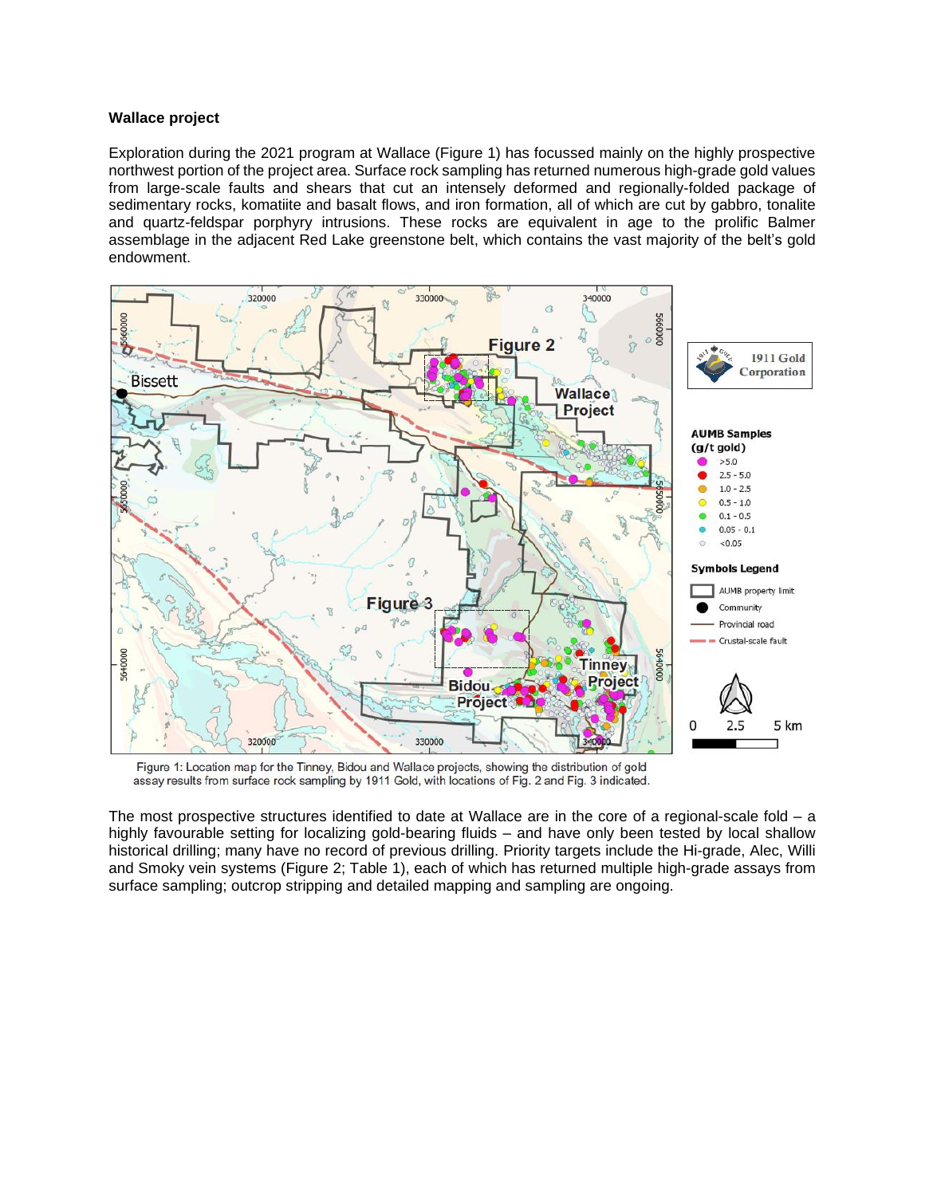**Wallace project**

Exploration during the 2021 program at Wallace (Figure 1) has focussed mainly on the highly prospective northwest portion of the project area. Surface rock sampling has returned numerous high-grade gold values from large-scale faults and shears that cut an intensely deformed and regionally-folded package of sedimentary rocks, komatiite and basalt flows, and iron formation, all of which are cut by gabbro, tonalite and quartz-feldspar porphyry intrusions. These rocks are equivalent in age to the prolific Balmer assemblage in the adjacent Red Lake greenstone belt, which contains the vast majority of the belt's gold endowment.

Figure 1: Location map for the Tinney, Bidou and Wallace projects, showing the distribution of gold assay results from surface rock sampling by 1911 Gold, with locations of Fig. 2 and Fig. 3 indicated.

The most prospective structures identified to date at Wallace are in the core of a regional-scale fold – a highly favourable setting for localizing gold-bearing fluids – and have only been tested by local shallow historical drilling; many have no record of previous drilling. Priority targets include the Hi-grade, Alec, Willi and Smoky vein systems (Figure 2; Table 1), each of which has returned multiple high-grade assays from surface sampling; outcrop stripping and detailed mapping and sampling are ongoing.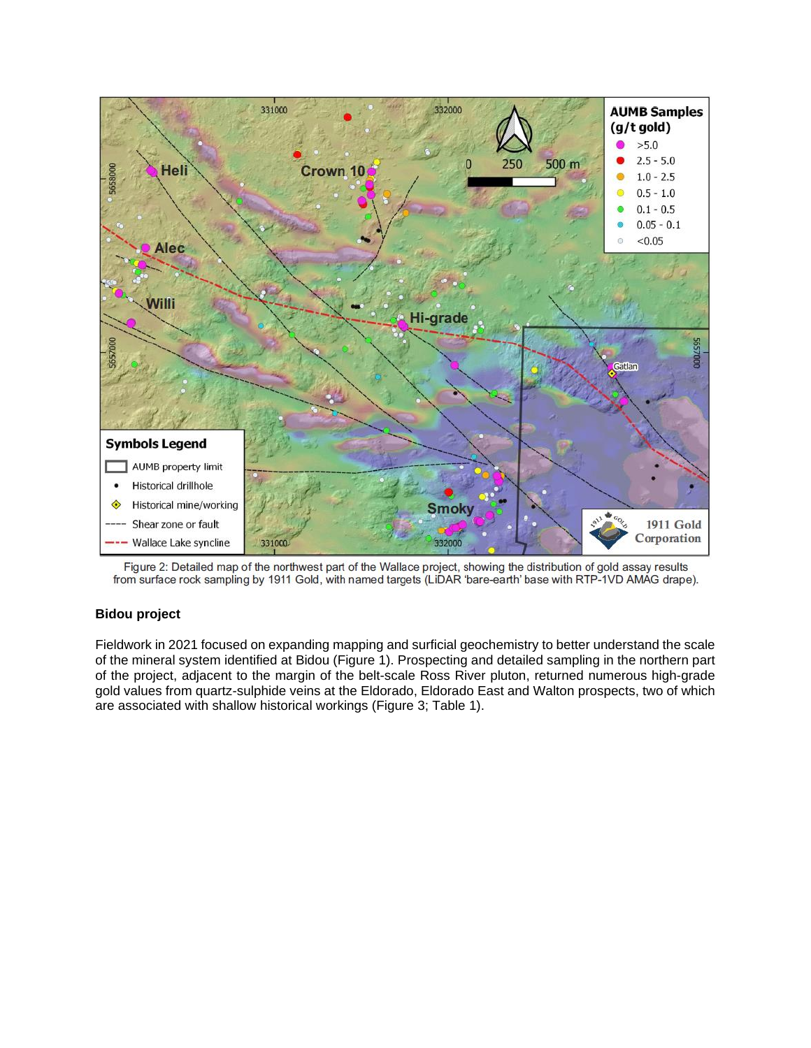Figure 2: Detailed map of the northwest part of the Wallace project, showing the distribution of gold assay results from surface rock sampling by 1911 Gold, with named targets (LiDAR 'bare-earth' base with RTP-1VD AMAG drape).

### Bidou project

Fieldwork in 2021 focused on expanding mapping and surficial geochemistry to better understand the scale of the mineral system identified at Bidou (Figure 1). Prospecting and detailed sampling in the northern part of the project, adjacent to the margin of the belt-scale Ross River pluton, returned numerous high-grade gold values from quartz-sulphide veins at the Eldorado, Eldorado East and Walton prospects, two of which are associated with shallow historical workings (Figure 3; Table 1).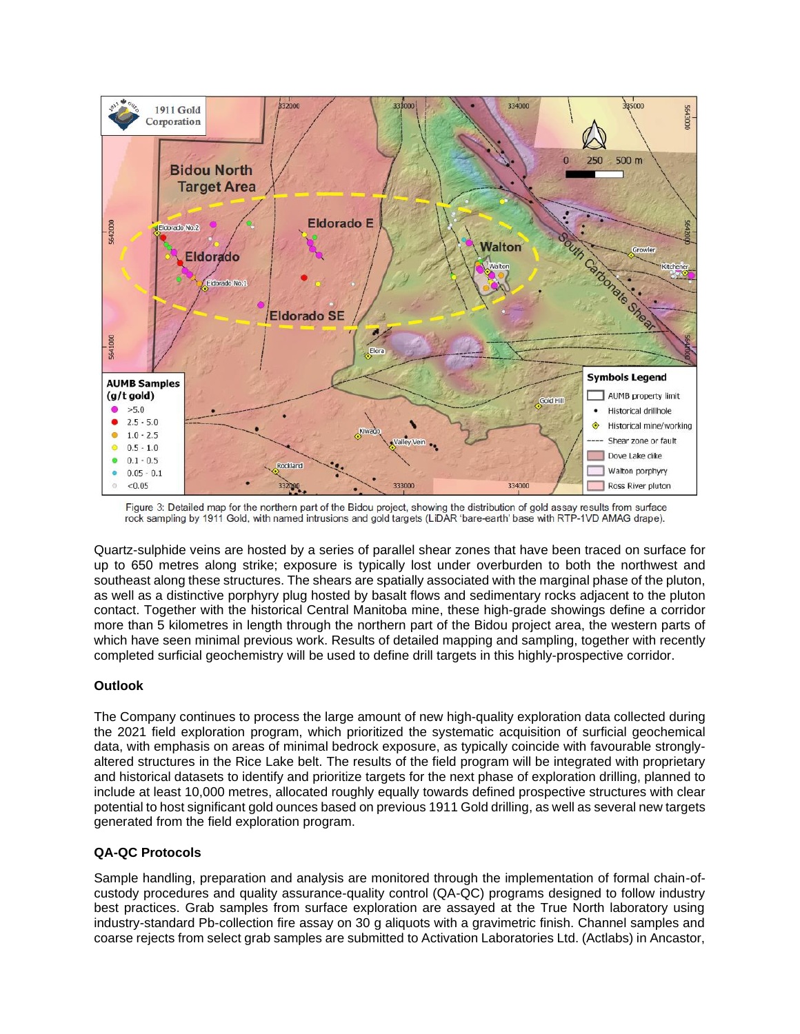Figure 3: Detailed map for the northern part of the Bidou project, showing the distribution of gold assay results from surface rock sampling by 1911 Gold, with named intrusions and gold targets (LiDAR 'bare-earth' base with RTP-1VD AMAG drape).

Quartz-sulphide veins are hosted by a series of parallel shear zones that have been traced on surface for up to 650 metres along strike; exposure is typically lost under overburden to both the northwest and southeast along these structures. The shears are spatially associated with the marginal phase of the pluton, as well as a distinctive porphyry plug hosted by basalt flows and sedimentary rocks adjacent to the pluton contact. Together with the historical Central Manitoba mine, these high-grade showings define a corridor more than 5 kilometres in length through the northern part of the Bidou project area, the western parts of which have seen minimal previous work. Results of detailed mapping and sampling, together with recently completed surficial geochemistry will be used to define drill targets in this highly-prospective corridor.

**Outlook**

The Company continues to process the large amount of new high-quality exploration data collected during the 2021 field exploration program, which prioritized the systematic acquisition of surficial geochemical data, with emphasis on areas of minimal bedrock exposure, as typically coincide with favourable strongly-altered structures in the Rice Lake belt. The results of the field program will be integrated with proprietary and historical datasets to identify and prioritize targets for the next phase of exploration drilling, planned to include at least 10,000 metres, allocated roughly equally towards defined prospective structures with clear potential to host significant gold ounces based on previous 1911 Gold drilling, as well as several new targets generated from the field exploration program.

**QA-QC Protocols**

Sample handling, preparation and analysis are monitored through the implementation of formal chain-of-custody procedures and quality assurance-quality control (QA-QC) programs designed to follow industry best practices. Grab samples from surface exploration are assayed at the True North laboratory using industry-standard Pb-collection fire assay on 30 g aliquots with a gravimetric finish. Channel samples and coarse rejects from select grab samples are submitted to Activation Laboratories Ltd. (Actlabs) in Ancaster,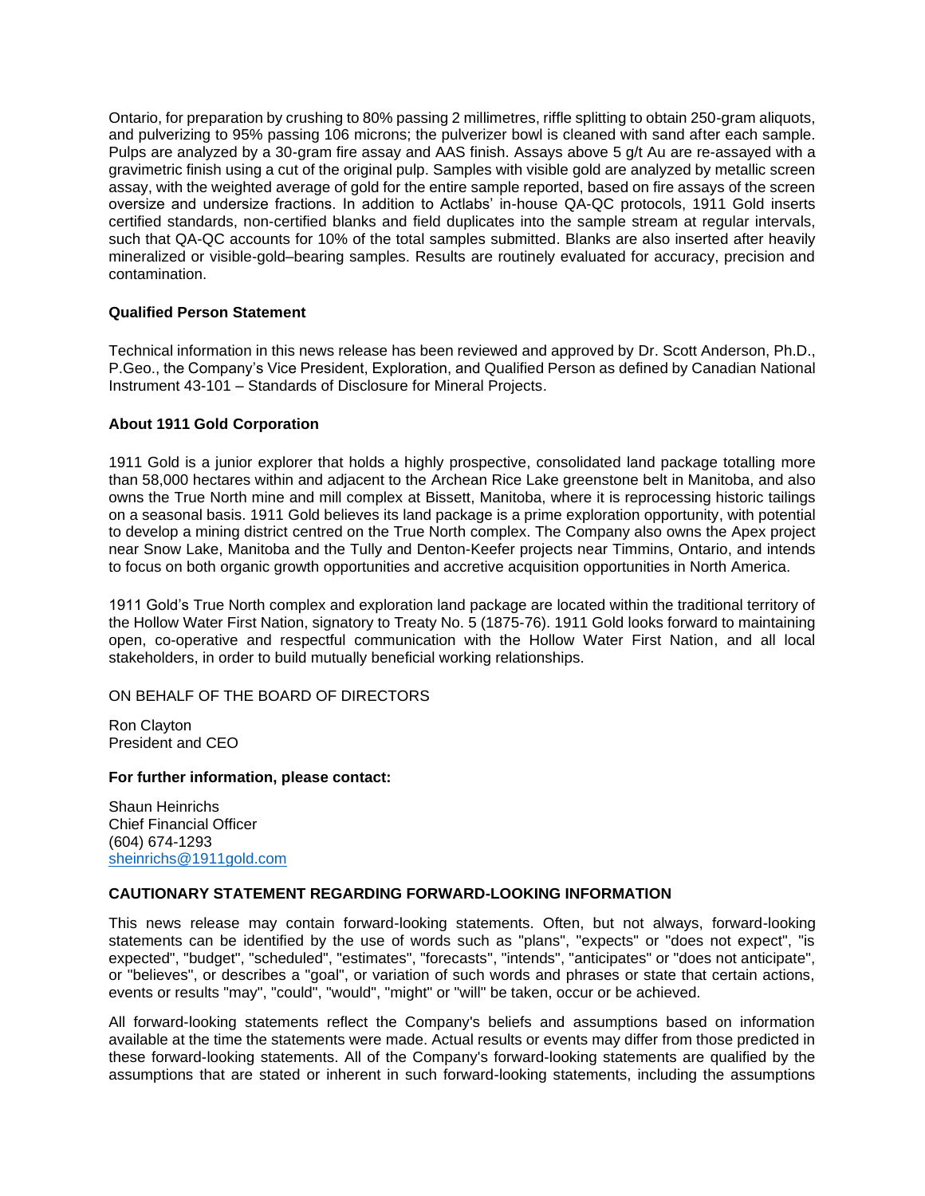Ontario, for preparation by crushing to 80% passing 2 millimetres, riffle splitting to obtain 250-gram aliquots, and pulverizing to 95% passing 106 microns; the pulverizer bowl is cleaned with sand after each sample. Pulps are analyzed by a 30-gram fire assay and AAS finish. Assays above 5 g/t Au are re-assayed with a gravimetric finish using a cut of the original pulp. Samples with visible gold are analyzed by metallic screen assay, with the weighted average of gold for the entire sample reported, based on fire assays of the screen oversize and undersize fractions. In addition to Actlabs' in-house QA-QC protocols, 1911 Gold inserts certified standards, non-certified blanks and field duplicates into the sample stream at regular intervals, such that QA-QC accounts for 10% of the total samples submitted. Blanks are also inserted after heavily mineralized or visible-gold–bearing samples. Results are routinely evaluated for accuracy, precision and contamination.

**Qualified Person Statement**

Technical information in this news release has been reviewed and approved by Dr. Scott Anderson, Ph.D., P.Geo., the Company's Vice President, Exploration, and Qualified Person as defined by Canadian National Instrument 43-101 – Standards of Disclosure for Mineral Projects.

**About 1911 Gold Corporation**

1911 Gold is a junior explorer that holds a highly prospective, consolidated land package totalling more than 58,000 hectares within and adjacent to the Archean Rice Lake greenstone belt in Manitoba, and also owns the True North mine and mill complex at Bissett, Manitoba, where it is reprocessing historic tailings on a seasonal basis. 1911 Gold believes its land package is a prime exploration opportunity, with potential to develop a mining district centred on the True North complex. The Company also owns the Apex project near Snow Lake, Manitoba and the Tully and Denton-Keefer projects near Timmins, Ontario, and intends to focus on both organic growth opportunities and accretive acquisition opportunities in North America.

1911 Gold's True North complex and exploration land package are located within the traditional territory of the Hollow Water First Nation, signatory to Treaty No. 5 (1875-76). 1911 Gold looks forward to maintaining open, co-operative and respectful communication with the Hollow Water First Nation, and all local stakeholders, in order to build mutually beneficial working relationships.

ON BEHALF OF THE BOARD OF DIRECTORS

Ron Clayton
President and CEO

**For further information, please contact:**

Shaun Heinrichs
Chief Financial Officer
(604) 674-1293
sheinrichs@1911gold.com

**CAUTIONARY STATEMENT REGARDING FORWARD-LOOKING INFORMATION**

This news release may contain forward-looking statements. Often, but not always, forward-looking statements can be identified by the use of words such as "plans", "expects" or "does not expect", "is expected", "budget", "scheduled", "estimates", "forecasts", "intends", "anticipates" or "does not anticipate", or "believes", or describes a "goal", or variation of such words and phrases or state that certain actions, events or results "may", "could", "would", "might" or "will" be taken, occur or be achieved.

All forward-looking statements reflect the Company's beliefs and assumptions based on information available at the time the statements were made. Actual results or events may differ from those predicted in these forward-looking statements. All of the Company's forward-looking statements are qualified by the assumptions that are stated or inherent in such forward-looking statements, including the assumptions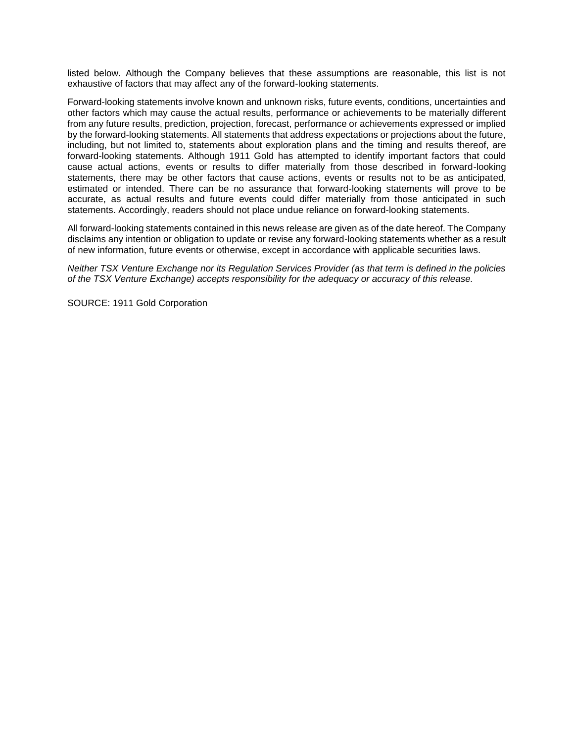listed below. Although the Company believes that these assumptions are reasonable, this list is not exhaustive of factors that may affect any of the forward-looking statements.

Forward-looking statements involve known and unknown risks, future events, conditions, uncertainties and other factors which may cause the actual results, performance or achievements to be materially different from any future results, prediction, projection, forecast, performance or achievements expressed or implied by the forward-looking statements. All statements that address expectations or projections about the future, including, but not limited to, statements about exploration plans and the timing and results thereof, are forward-looking statements. Although 1911 Gold has attempted to identify important factors that could cause actual actions, events or results to differ materially from those described in forward-looking statements, there may be other factors that cause actions, events or results not to be as anticipated, estimated or intended. There can be no assurance that forward-looking statements will prove to be accurate, as actual results and future events could differ materially from those anticipated in such statements. Accordingly, readers should not place undue reliance on forward-looking statements.

All forward-looking statements contained in this news release are given as of the date hereof. The Company disclaims any intention or obligation to update or revise any forward-looking statements whether as a result of new information, future events or otherwise, except in accordance with applicable securities laws.

*Neither TSX Venture Exchange nor its Regulation Services Provider (as that term is defined in the policies of the TSX Venture Exchange) accepts responsibility for the adequacy or accuracy of this release.*

SOURCE: 1911 Gold Corporation